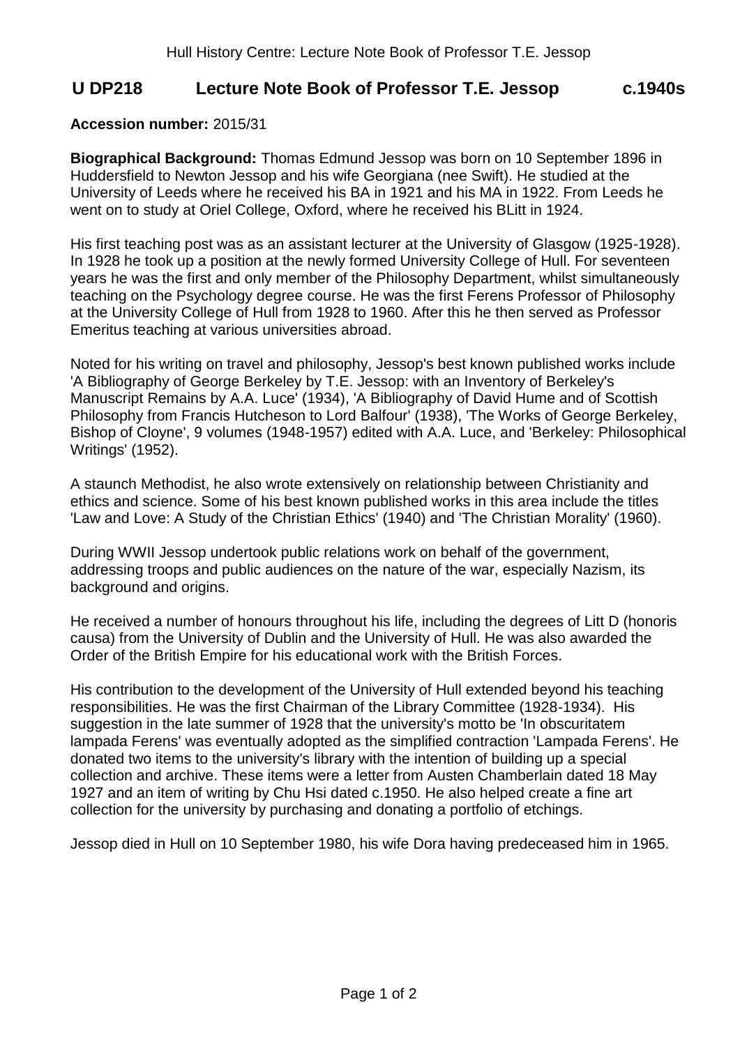# U DP218 Lecture Note Book of Professor T.E. Jessop c.1940s

**Accession number:** 2015/31

**Biographical Background:** Thomas Edmund Jessop was born on 10 September 1896 in Huddersfield to Newton Jessop and his wife Georgiana (nee Swift). He studied at the University of Leeds where he received his BA in 1921 and his MA in 1922. From Leeds he went on to study at Oriel College, Oxford, where he received his BLitt in 1924.

His first teaching post was as an assistant lecturer at the University of Glasgow (1925-1928). In 1928 he took up a position at the newly formed University College of Hull. For seventeen years he was the first and only member of the Philosophy Department, whilst simultaneously teaching on the Psychology degree course. He was the first Ferens Professor of Philosophy at the University College of Hull from 1928 to 1960. After this he then served as Professor Emeritus teaching at various universities abroad.

Noted for his writing on travel and philosophy, Jessop's best known published works include 'A Bibliography of George Berkeley by T.E. Jessop: with an Inventory of Berkeley's Manuscript Remains by A.A. Luce' (1934), 'A Bibliography of David Hume and of Scottish Philosophy from Francis Hutcheson to Lord Balfour' (1938), 'The Works of George Berkeley, Bishop of Cloyne', 9 volumes (1948-1957) edited with A.A. Luce, and 'Berkeley: Philosophical Writings' (1952).

A staunch Methodist, he also wrote extensively on relationship between Christianity and ethics and science. Some of his best known published works in this area include the titles 'Law and Love: A Study of the Christian Ethics' (1940) and 'The Christian Morality' (1960).

During WWII Jessop undertook public relations work on behalf of the government, addressing troops and public audiences on the nature of the war, especially Nazism, its background and origins.

He received a number of honours throughout his life, including the degrees of Litt D (honoris causa) from the University of Dublin and the University of Hull. He was also awarded the Order of the British Empire for his educational work with the British Forces.

His contribution to the development of the University of Hull extended beyond his teaching responsibilities. He was the first Chairman of the Library Committee (1928-1934). His suggestion in the late summer of 1928 that the university's motto be 'In obscuritatem lampada Ferens' was eventually adopted as the simplified contraction 'Lampada Ferens'. He donated two items to the university's library with the intention of building up a special collection and archive. These items were a letter from Austen Chamberlain dated 18 May 1927 and an item of writing by Chu Hsi dated c.1950. He also helped create a fine art collection for the university by purchasing and donating a portfolio of etchings.

Jessop died in Hull on 10 September 1980, his wife Dora having predeceased him in 1965.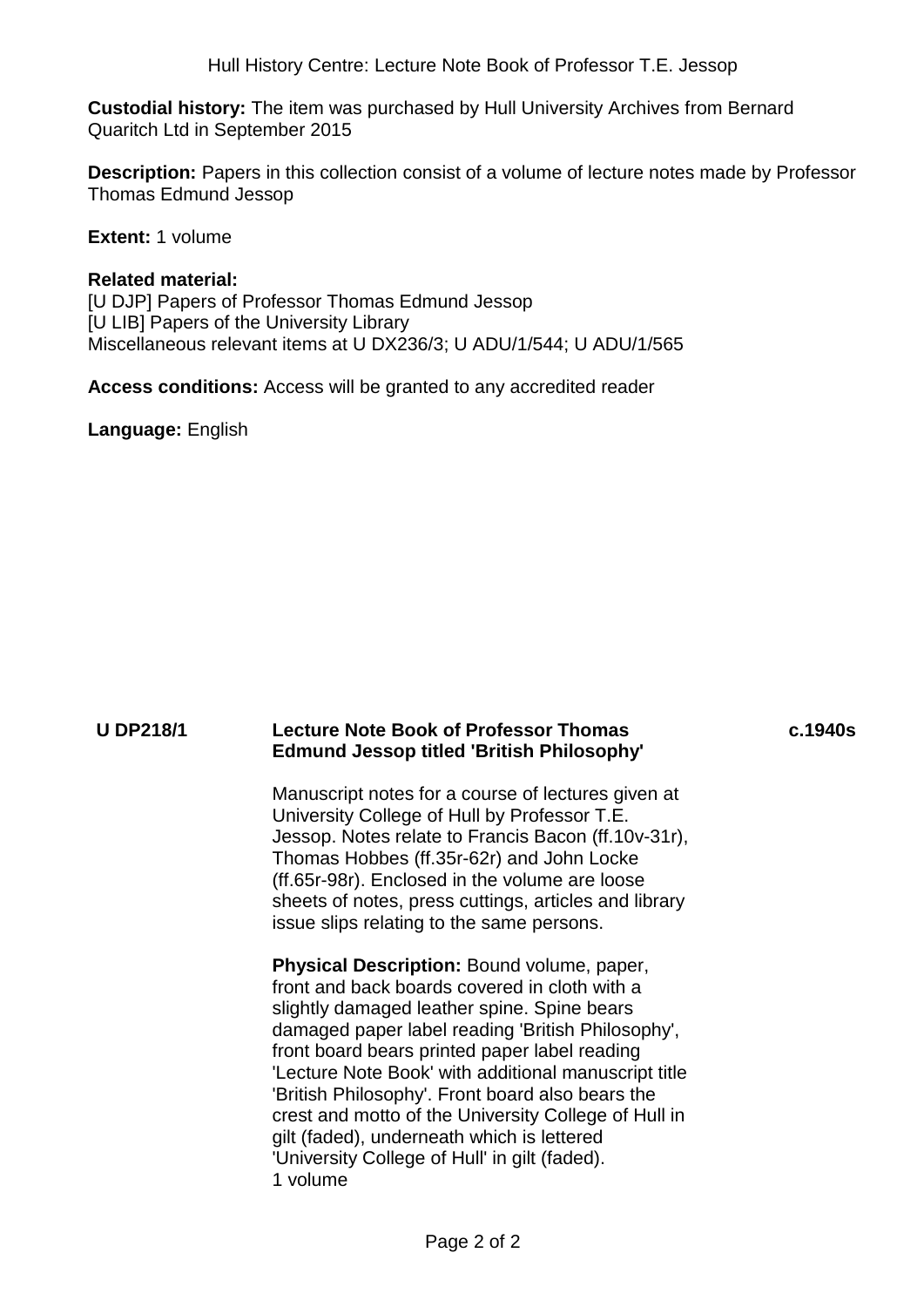**Custodial history:** The item was purchased by Hull University Archives from Bernard Quaritch Ltd in September 2015

**Description:** Papers in this collection consist of a volume of lecture notes made by Professor Thomas Edmund Jessop

**Extent:** 1 volume

**Related material:**
[U DJP] Papers of Professor Thomas Edmund Jessop
[U LIB] Papers of the University Library
Miscellaneous relevant items at U DX236/3; U ADU/1/544; U ADU/1/565

**Access conditions:** Access will be granted to any accredited reader

**Language:** English

| | | |
|---|---|---|
| **U DP218/1** | **Lecture Note Book of Professor Thomas Edmund Jessop titled 'British Philosophy'** | **c.1940s** |
| | Manuscript notes for a course of lectures given at University College of Hull by Professor T.E. Jessop. Notes relate to Francis Bacon (ff.10v-31r), Thomas Hobbes (ff.35r-62r) and John Locke (ff.65r-98r). Enclosed in the volume are loose sheets of notes, press cuttings, articles and library issue slips relating to the same persons. | |
| | **Physical Description:** Bound volume, paper, front and back boards covered in cloth with a slightly damaged leather spine. Spine bears damaged paper label reading 'British Philosophy', front board bears printed paper label reading 'Lecture Note Book' with additional manuscript title 'British Philosophy'. Front board also bears the crest and motto of the University College of Hull in gilt (faded), underneath which is lettered 'University College of Hull' in gilt (faded). 1 volume | |